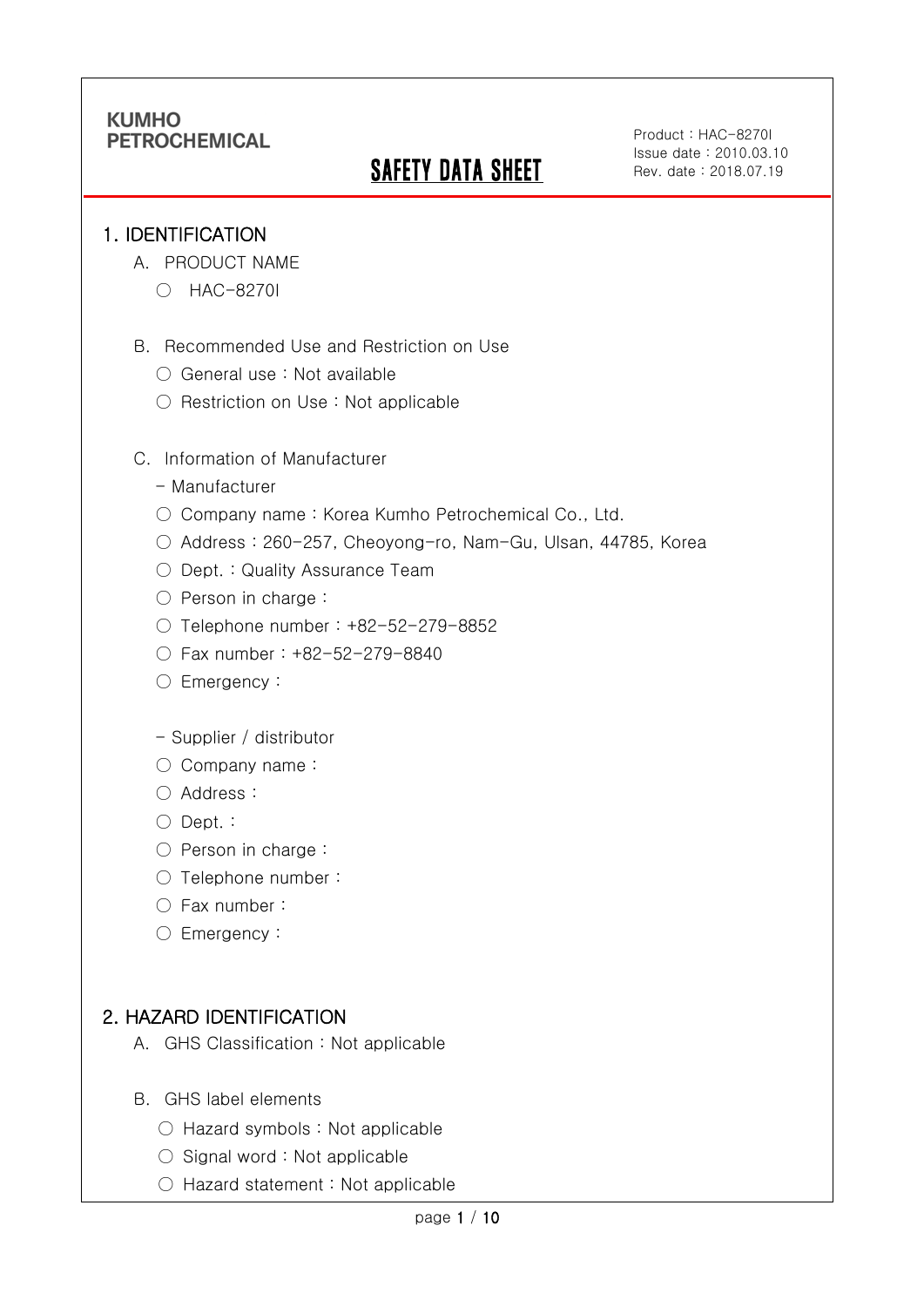KUMHO PETROCHEMICAL

# SAFETY DATA SHEET

Product : HAC-8270I
Issue date : 2010.03.10
Rev. date : 2018.07.19

## 1. IDENTIFICATION

A. PRODUCT NAME

- ○ HAC-8270I

B. Recommended Use and Restriction on Use

- ○ General use : Not available
- ○ Restriction on Use : Not applicable

C. Information of Manufacturer

- Manufacturer
- ○ Company name : Korea Kumho Petrochemical Co., Ltd.
- ○ Address : 260-257, Cheoyong-ro, Nam-Gu, Ulsan, 44785, Korea
- ○ Dept. : Quality Assurance Team
- ○ Person in charge :
- ○ Telephone number : +82-52-279-8852
- ○ Fax number : +82-52-279-8840
- ○ Emergency :

- Supplier / distributor
- ○ Company name :
- ○ Address :
- ○ Dept. :
- ○ Person in charge :
- ○ Telephone number :
- ○ Fax number :
- ○ Emergency :

## 2. HAZARD IDENTIFICATION

A. GHS Classification : Not applicable

B. GHS label elements

- ○ Hazard symbols : Not applicable
- ○ Signal word : Not applicable
- ○ Hazard statement : Not applicable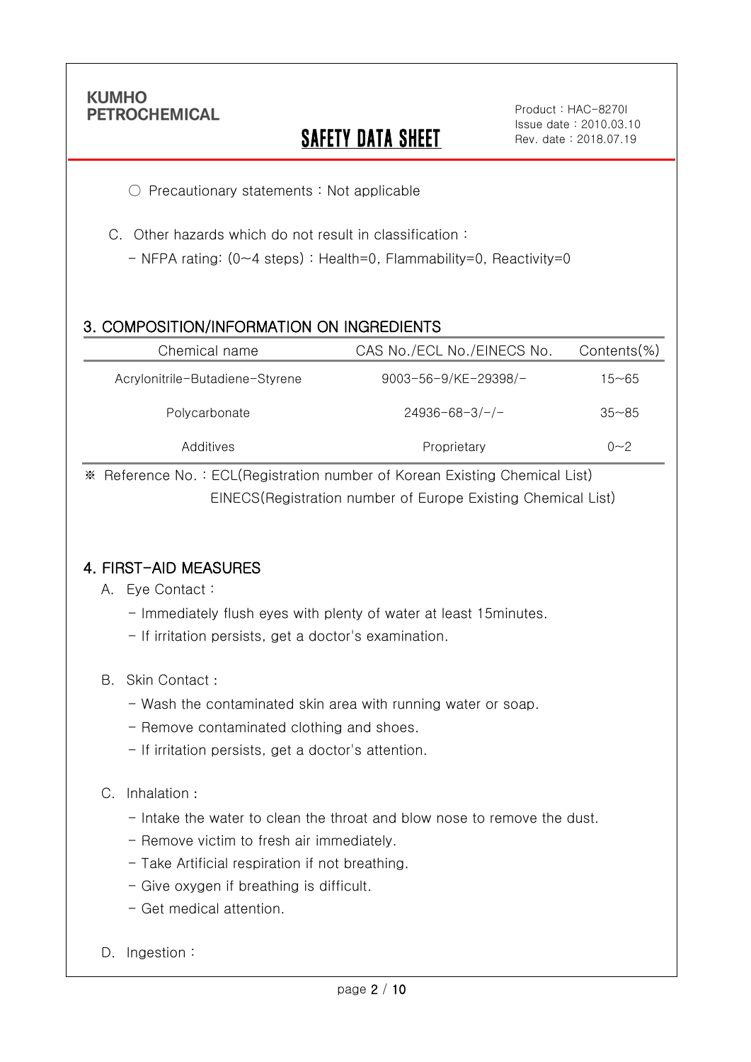○ Precautionary statements : Not applicable

C. Other hazards which do not result in classification :

- NFPA rating: (0~4 steps) : Health=0, Flammability=0, Reactivity=0

## 3. COMPOSITION/INFORMATION ON INGREDIENTS

| Chemical name | CAS No./ECL No./EINECS No. | Contents(%) |
|---|---|---|
| Acrylonitrile-Butadiene-Styrene | 9003-56-9/KE-29398/- | 15~65 |
| Polycarbonate | 24936-68-3/-/- | 35~85 |
| Additives | Proprietary | 0~2 |

※ Reference No. : ECL(Registration number of Korean Existing Chemical List)
EINECS(Registration number of Europe Existing Chemical List)

## 4. FIRST-AID MEASURES

A. Eye Contact :

- Immediately flush eyes with plenty of water at least 15minutes.
- If irritation persists, get a doctor's examination.

B. Skin Contact :

- Wash the contaminated skin area with running water or soap.
- Remove contaminated clothing and shoes.
- If irritation persists, get a doctor's attention.

C. Inhalation :

- Intake the water to clean the throat and blow nose to remove the dust.
- Remove victim to fresh air immediately.
- Take Artificial respiration if not breathing.
- Give oxygen if breathing is difficult.
- Get medical attention.

D. Ingestion :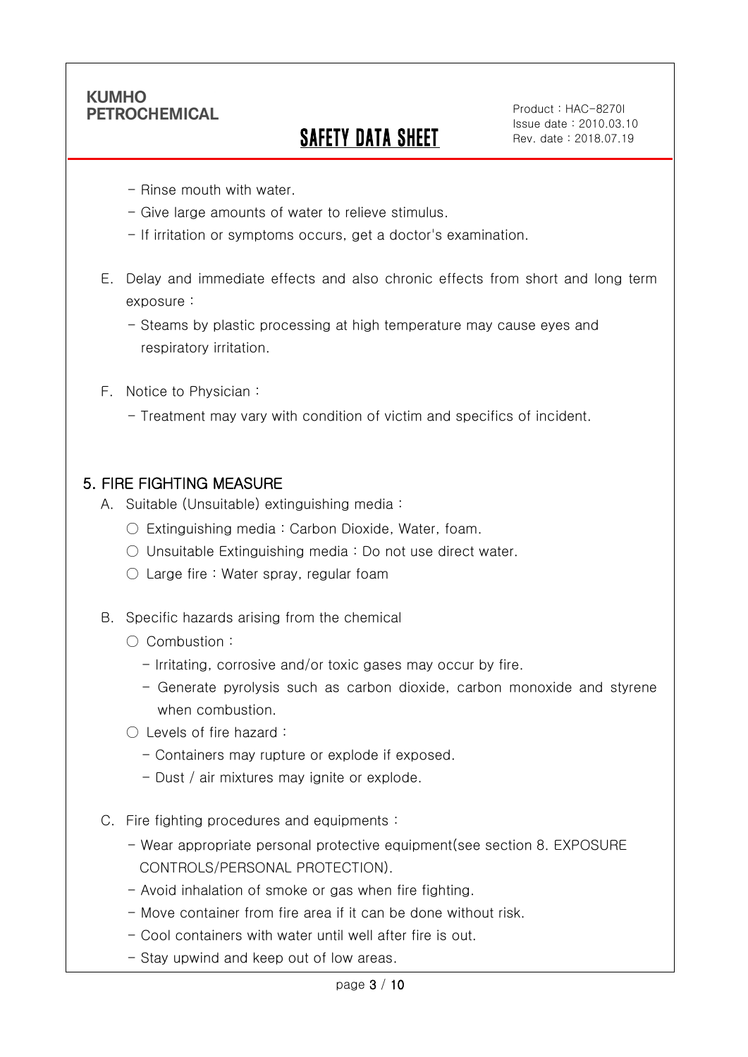- Rinse mouth with water.
- Give large amounts of water to relieve stimulus.
- If irritation or symptoms occurs, get a doctor's examination.

E. Delay and immediate effects and also chronic effects from short and long term exposure :

- Steams by plastic processing at high temperature may cause eyes and respiratory irritation.

F. Notice to Physician :

- Treatment may vary with condition of victim and specifics of incident.

## 5. FIRE FIGHTING MEASURE

A. Suitable (Unsuitable) extinguishing media :

○ Extinguishing media : Carbon Dioxide, Water, foam.

○ Unsuitable Extinguishing media : Do not use direct water.

○ Large fire : Water spray, regular foam

B. Specific hazards arising from the chemical

○ Combustion :

- Irritating, corrosive and/or toxic gases may occur by fire.
- Generate pyrolysis such as carbon dioxide, carbon monoxide and styrene when combustion.

○ Levels of fire hazard :

- Containers may rupture or explode if exposed.
- Dust / air mixtures may ignite or explode.

C. Fire fighting procedures and equipments :

- Wear appropriate personal protective equipment(see section 8. EXPOSURE CONTROLS/PERSONAL PROTECTION).
- Avoid inhalation of smoke or gas when fire fighting.
- Move container from fire area if it can be done without risk.
- Cool containers with water until well after fire is out.
- Stay upwind and keep out of low areas.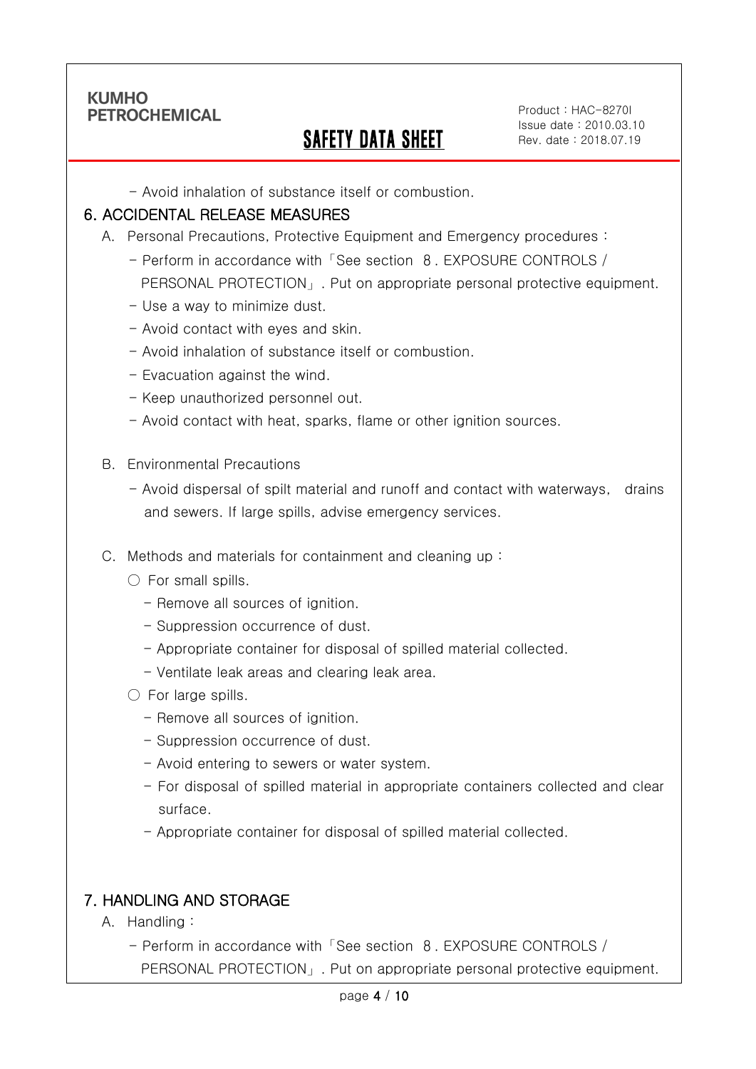- Avoid inhalation of substance itself or combustion.

## 6. ACCIDENTAL RELEASE MEASURES

A. Personal Precautions, Protective Equipment and Emergency procedures :

- Perform in accordance with「See section 8. EXPOSURE CONTROLS / PERSONAL PROTECTION」. Put on appropriate personal protective equipment.
- Use a way to minimize dust.
- Avoid contact with eyes and skin.
- Avoid inhalation of substance itself or combustion.
- Evacuation against the wind.
- Keep unauthorized personnel out.
- Avoid contact with heat, sparks, flame or other ignition sources.

B. Environmental Precautions

- Avoid dispersal of spilt material and runoff and contact with waterways, drains and sewers. If large spills, advise emergency services.

C. Methods and materials for containment and cleaning up :

○ For small spills.

- Remove all sources of ignition.
- Suppression occurrence of dust.
- Appropriate container for disposal of spilled material collected.
- Ventilate leak areas and clearing leak area.

○ For large spills.

- Remove all sources of ignition.
- Suppression occurrence of dust.
- Avoid entering to sewers or water system.
- For disposal of spilled material in appropriate containers collected and clear surface.
- Appropriate container for disposal of spilled material collected.

## 7. HANDLING AND STORAGE

A. Handling :

- Perform in accordance with「See section 8. EXPOSURE CONTROLS / PERSONAL PROTECTION」. Put on appropriate personal protective equipment.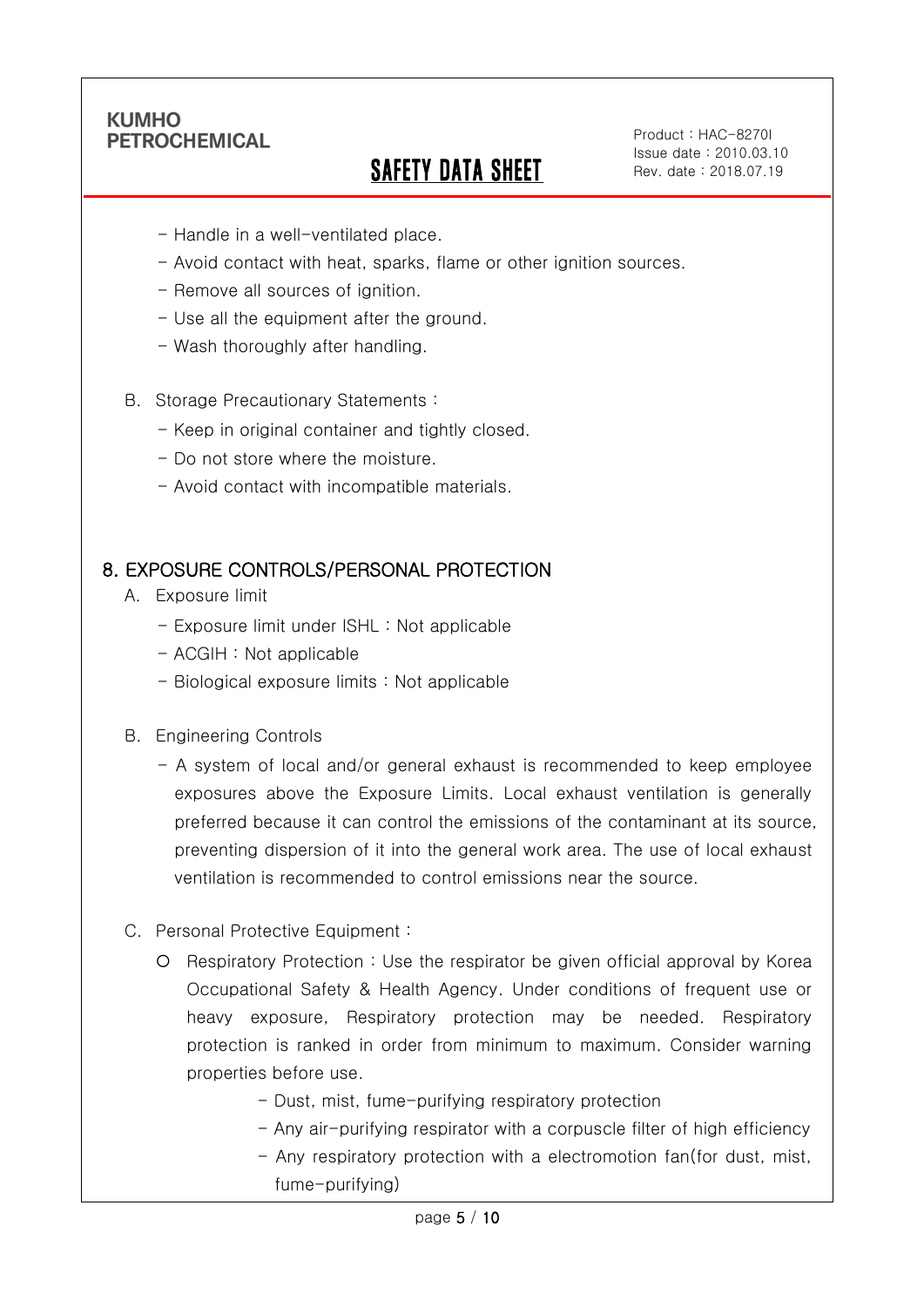- Handle in a well-ventilated place.
- Avoid contact with heat, sparks, flame or other ignition sources.
- Remove all sources of ignition.
- Use all the equipment after the ground.
- Wash thoroughly after handling.

B. Storage Precautionary Statements :

- Keep in original container and tightly closed.
- Do not store where the moisture.
- Avoid contact with incompatible materials.

## 8. EXPOSURE CONTROLS/PERSONAL PROTECTION

A. Exposure limit

- Exposure limit under ISHL : Not applicable
- ACGIH : Not applicable
- Biological exposure limits : Not applicable

B. Engineering Controls

- A system of local and/or general exhaust is recommended to keep employee exposures above the Exposure Limits. Local exhaust ventilation is generally preferred because it can control the emissions of the contaminant at its source, preventing dispersion of it into the general work area. The use of local exhaust ventilation is recommended to control emissions near the source.

C. Personal Protective Equipment :

- Respiratory Protection : Use the respirator be given official approval by Korea Occupational Safety & Health Agency. Under conditions of frequent use or heavy exposure, Respiratory protection may be needed. Respiratory protection is ranked in order from minimum to maximum. Consider warning properties before use.
  - Dust, mist, fume-purifying respiratory protection
  - Any air-purifying respirator with a corpuscle filter of high efficiency
  - Any respiratory protection with a electromotion fan(for dust, mist, fume-purifying)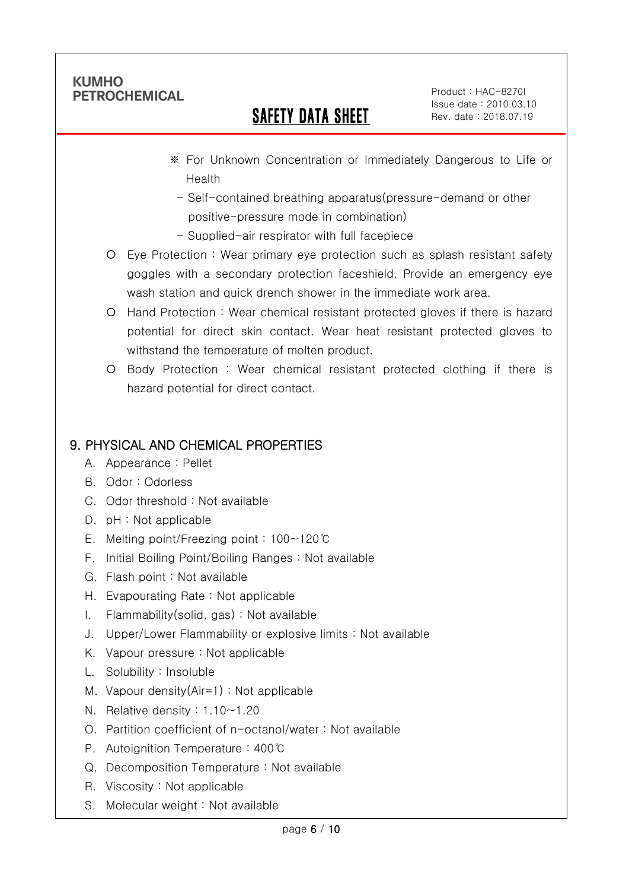※ For Unknown Concentration or Immediately Dangerous to Life or Health

- Self-contained breathing apparatus(pressure-demand or other positive-pressure mode in combination)
- Supplied-air respirator with full facepiece

○ Eye Protection : Wear primary eye protection such as splash resistant safety goggles with a secondary protection faceshield. Provide an emergency eye wash station and quick drench shower in the immediate work area.

○ Hand Protection : Wear chemical resistant protected gloves if there is hazard potential for direct skin contact. Wear heat resistant protected gloves to withstand the temperature of molten product.

○ Body Protection : Wear chemical resistant protected clothing if there is hazard potential for direct contact.

## 9. PHYSICAL AND CHEMICAL PROPERTIES

A. Appearance : Pellet
B. Odor : Odorless
C. Odor threshold : Not available
D. pH : Not applicable
E. Melting point/Freezing point : 100~120℃
F. Initial Boiling Point/Boiling Ranges : Not available
G. Flash point : Not available
H. Evapourating Rate : Not applicable
I. Flammability(solid, gas) : Not available
J. Upper/Lower Flammability or explosive limits : Not available
K. Vapour pressure : Not applicable
L. Solubility : Insoluble
M. Vapour density(Air=1) : Not applicable
N. Relative density : 1.10~1.20
O. Partition coefficient of n-octanol/water : Not available
P. Autoignition Temperature : 400℃
Q. Decomposition Temperature : Not available
R. Viscosity : Not applicable
S. Molecular weight : Not available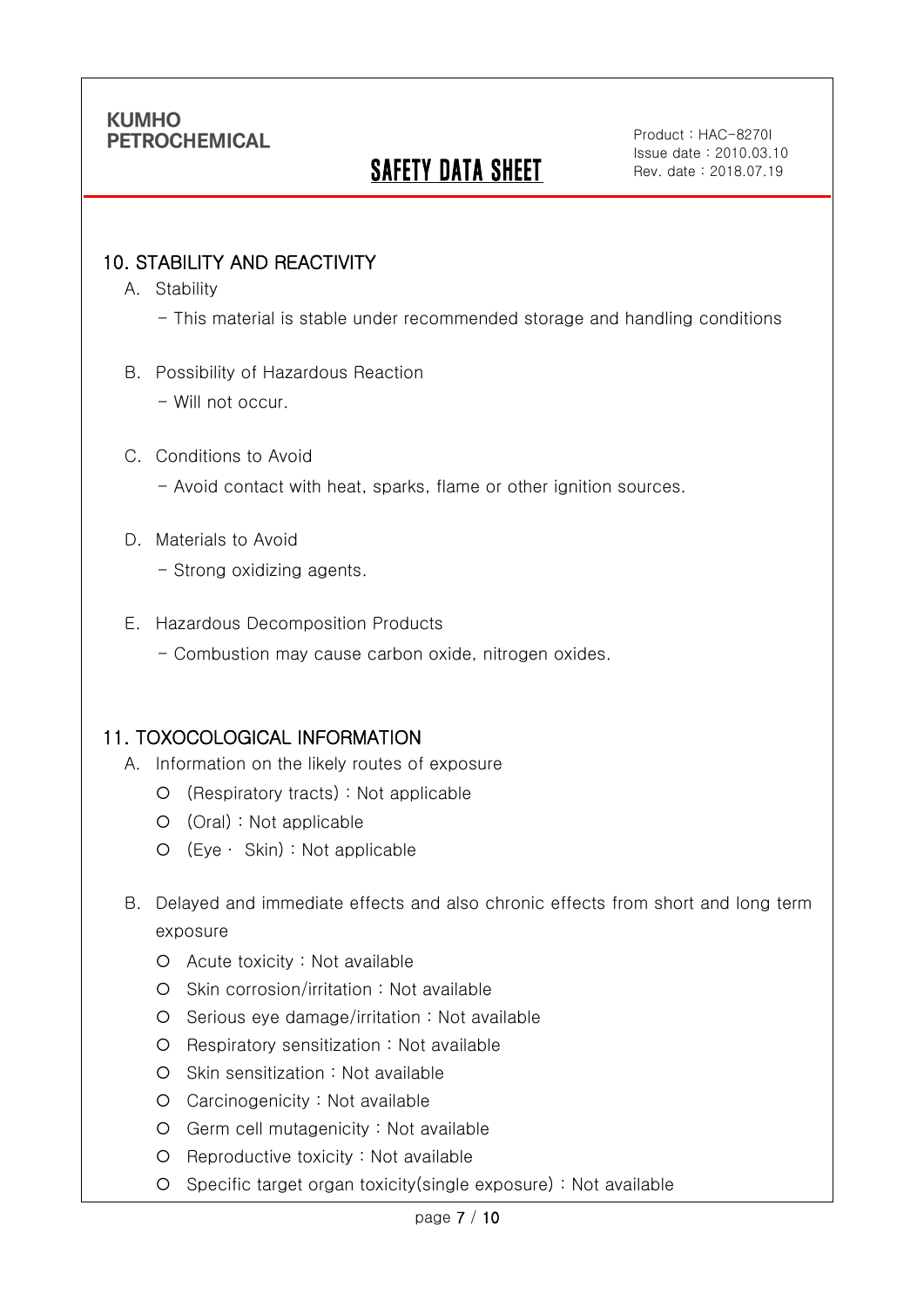## 10. STABILITY AND REACTIVITY

A. Stability

- This material is stable under recommended storage and handling conditions

B. Possibility of Hazardous Reaction

- Will not occur.

C. Conditions to Avoid

- Avoid contact with heat, sparks, flame or other ignition sources.

D. Materials to Avoid

- Strong oxidizing agents.

E. Hazardous Decomposition Products

- Combustion may cause carbon oxide, nitrogen oxides.

## 11. TOXOCOLOGICAL INFORMATION

A. Information on the likely routes of exposure

- (Respiratory tracts) : Not applicable
- (Oral) : Not applicable
- (Eye · Skin) : Not applicable

B. Delayed and immediate effects and also chronic effects from short and long term exposure

- Acute toxicity : Not available
- Skin corrosion/irritation : Not available
- Serious eye damage/irritation : Not available
- Respiratory sensitization : Not available
- Skin sensitization : Not available
- Carcinogenicity : Not available
- Germ cell mutagenicity : Not available
- Reproductive toxicity : Not available
- Specific target organ toxicity(single exposure) : Not available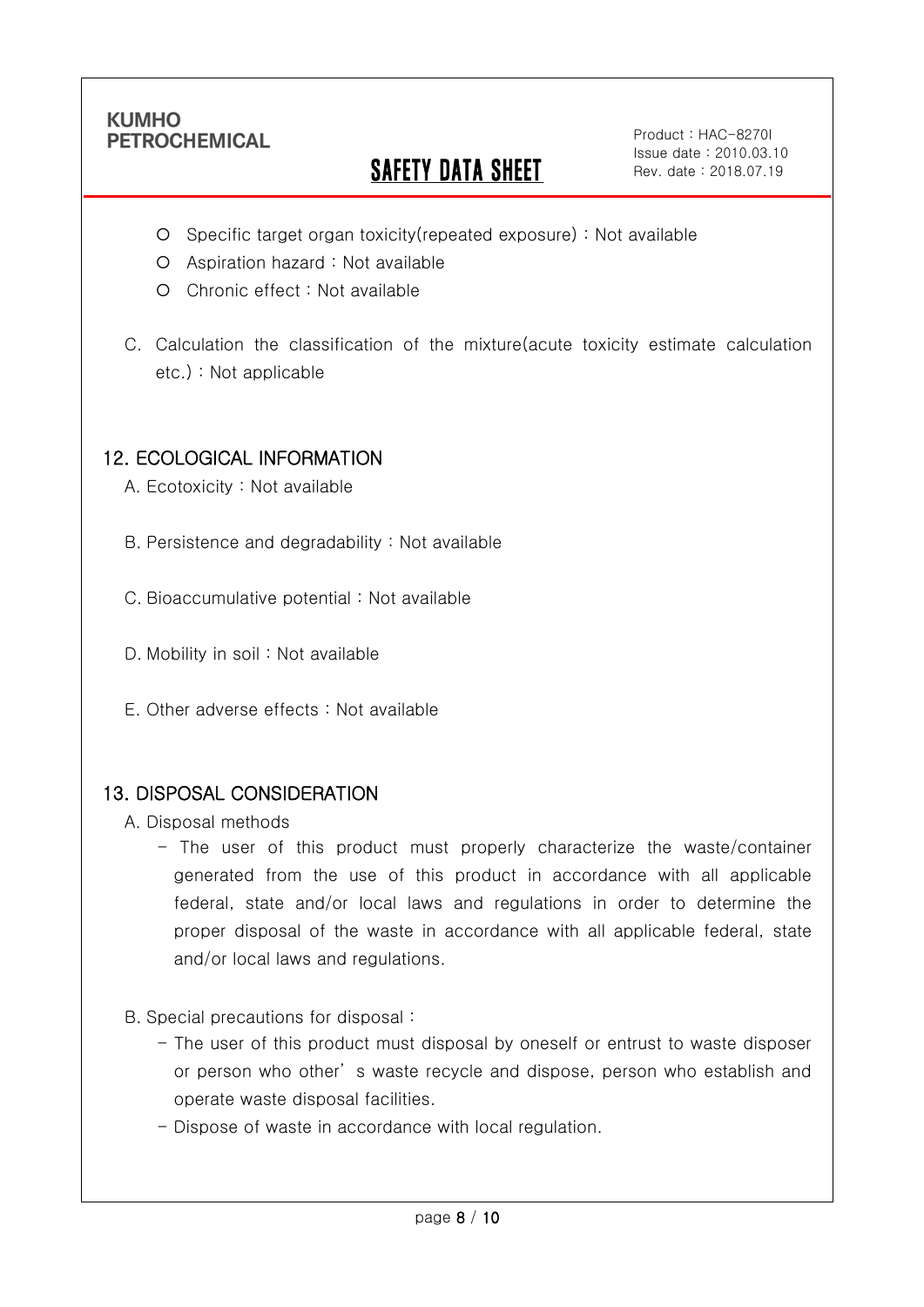- Specific target organ toxicity(repeated exposure) : Not available
- Aspiration hazard : Not available
- Chronic effect : Not available

C. Calculation the classification of the mixture(acute toxicity estimate calculation etc.) : Not applicable

## 12. ECOLOGICAL INFORMATION

A. Ecotoxicity : Not available

B. Persistence and degradability : Not available

C. Bioaccumulative potential : Not available

D. Mobility in soil : Not available

E. Other adverse effects : Not available

## 13. DISPOSAL CONSIDERATION

A. Disposal methods

- The user of this product must properly characterize the waste/container generated from the use of this product in accordance with all applicable federal, state and/or local laws and regulations in order to determine the proper disposal of the waste in accordance with all applicable federal, state and/or local laws and regulations.

B. Special precautions for disposal :

- The user of this product must disposal by oneself or entrust to waste disposer or person who other' s waste recycle and dispose, person who establish and operate waste disposal facilities.
- Dispose of waste in accordance with local regulation.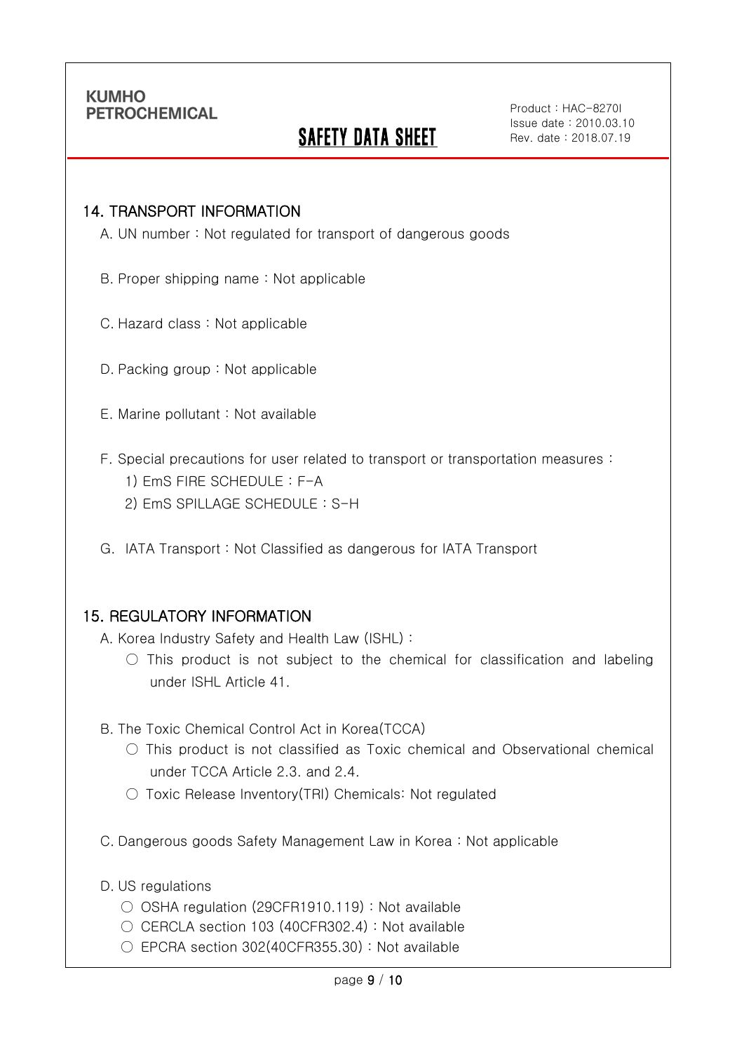## 14. TRANSPORT INFORMATION

A. UN number : Not regulated for transport of dangerous goods

B. Proper shipping name : Not applicable

C. Hazard class : Not applicable

D. Packing group : Not applicable

E. Marine pollutant : Not available

F. Special precautions for user related to transport or transportation measures :

1) EmS FIRE SCHEDULE : F-A
2) EmS SPILLAGE SCHEDULE : S-H

G. IATA Transport : Not Classified as dangerous for IATA Transport

## 15. REGULATORY INFORMATION

A. Korea Industry Safety and Health Law (ISHL) :

○ This product is not subject to the chemical for classification and labeling under ISHL Article 41.

B. The Toxic Chemical Control Act in Korea(TCCA)

○ This product is not classified as Toxic chemical and Observational chemical under TCCA Article 2.3. and 2.4.

○ Toxic Release Inventory(TRI) Chemicals: Not regulated

C. Dangerous goods Safety Management Law in Korea : Not applicable

D. US regulations

○ OSHA regulation (29CFR1910.119) : Not available

○ CERCLA section 103 (40CFR302.4) : Not available

○ EPCRA section 302(40CFR355.30) : Not available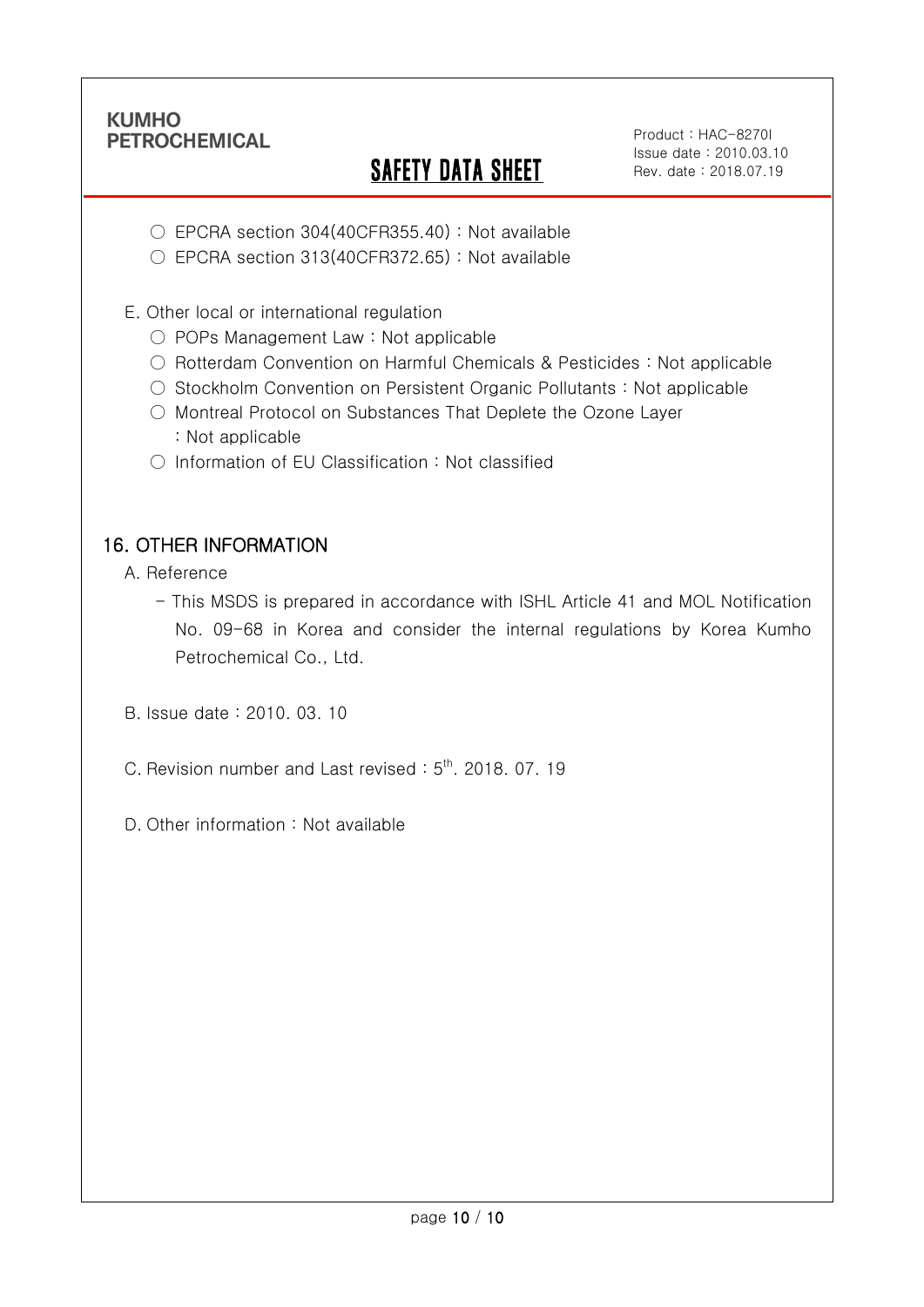○ EPCRA section 304(40CFR355.40) : Not available

○ EPCRA section 313(40CFR372.65) : Not available

E. Other local or international regulation

○ POPs Management Law : Not applicable

○ Rotterdam Convention on Harmful Chemicals & Pesticides : Not applicable

○ Stockholm Convention on Persistent Organic Pollutants : Not applicable

○ Montreal Protocol on Substances That Deplete the Ozone Layer : Not applicable

○ Information of EU Classification : Not classified

## 16. OTHER INFORMATION

A. Reference

- This MSDS is prepared in accordance with ISHL Article 41 and MOL Notification No. 09-68 in Korea and consider the internal regulations by Korea Kumho Petrochemical Co., Ltd.

B. Issue date : 2010. 03. 10

C. Revision number and Last revised : 5th. 2018. 07. 19

D. Other information : Not available